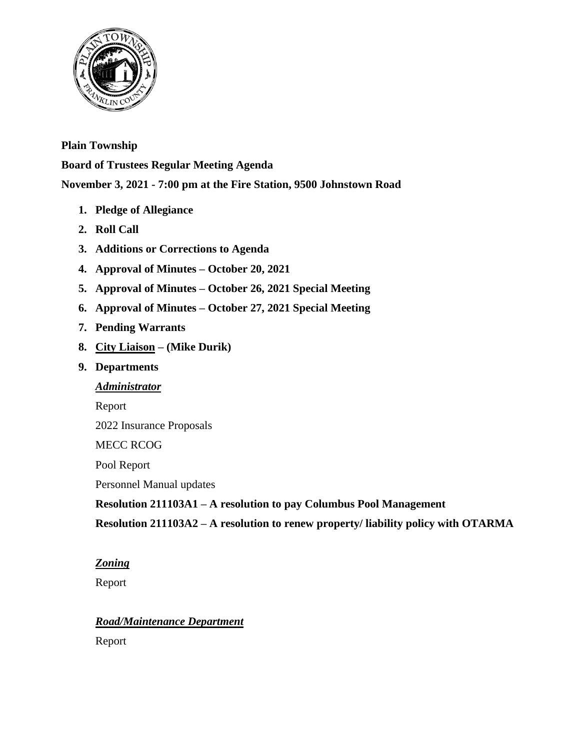**Plain Township**

**Board of Trustees Regular Meeting Agenda**

**November 3, 2021 - 7:00 pm at the Fire Station, 9500 Johnstown Road**

1. **Pledge of Allegiance**
2. **Roll Call**
3. **Additions or Corrections to Agenda**
4. **Approval of Minutes – October 20, 2021**
5. **Approval of Minutes – October 26, 2021 Special Meeting**
6. **Approval of Minutes – October 27, 2021 Special Meeting**
7. **Pending Warrants**
8. **City Liaison – (Mike Durik)**
9. **Departments**

   ***Administrator***

   Report

   2022 Insurance Proposals

   MECC RCOG

   Pool Report

   Personnel Manual updates

   **Resolution 211103A1 – A resolution to pay Columbus Pool Management**

   **Resolution 211103A2 – A resolution to renew property/ liability policy with OTARMA**

   ***Zoning***

   Report

   ***Road/Maintenance Department***

   Report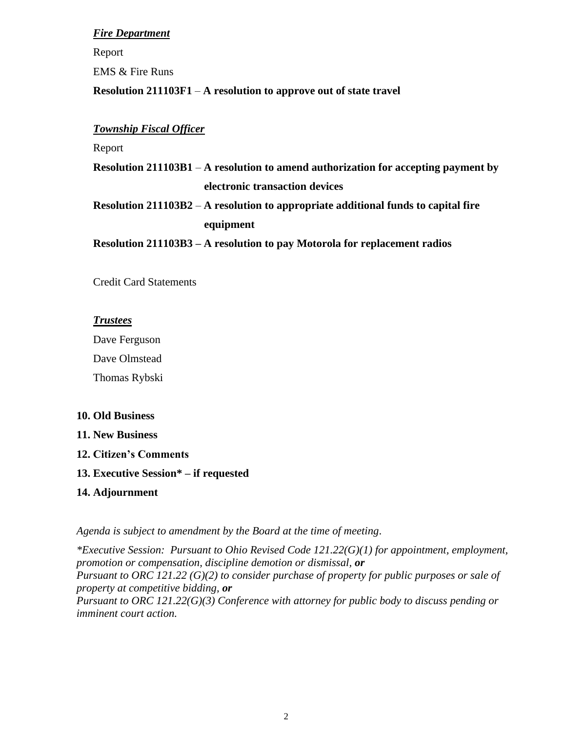***Fire Department***

Report

EMS & Fire Runs

**Resolution 211103F1** – **A resolution to approve out of state travel**

***Township Fiscal Officer***

Report

**Resolution 211103B1** – **A resolution to amend authorization for accepting payment by electronic transaction devices**

**Resolution 211103B2** – **A resolution to appropriate additional funds to capital fire equipment**

**Resolution 211103B3 – A resolution to pay Motorola for replacement radios**

Credit Card Statements

***Trustees***

Dave Ferguson

Dave Olmstead

Thomas Rybski

**10. Old Business**

**11. New Business**

**12. Citizen's Comments**

**13. Executive Session* – if requested**

**14. Adjournment**

*Agenda is subject to amendment by the Board at the time of meeting.*

**Executive Session: Pursuant to Ohio Revised Code 121.22(G)(1) for appointment, employment, promotion or compensation, discipline demotion or dismissal,* ***or***
*Pursuant to ORC 121.22 (G)(2) to consider purchase of property for public purposes or sale of property at competitive bidding,* ***or***
*Pursuant to ORC 121.22(G)(3) Conference with attorney for public body to discuss pending or imminent court action.*